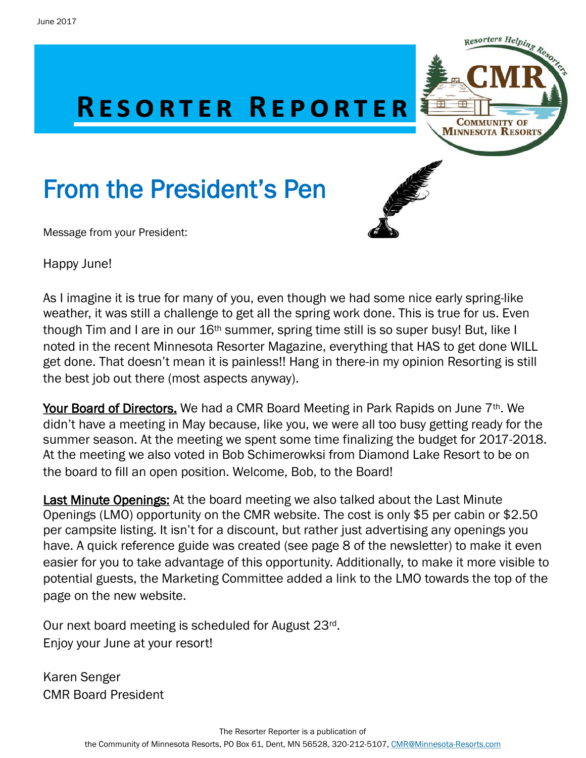June 2017

# Resorter Reporter

## From the President's Pen

Message from your President:

Happy June!

As I imagine it is true for many of you, even though we had some nice early spring-like weather, it was still a challenge to get all the spring work done. This is true for us. Even though Tim and I are in our 16th summer, spring time still is so super busy! But, like I noted in the recent Minnesota Resorter Magazine, everything that HAS to get done WILL get done. That doesn't mean it is painless!! Hang in there-in my opinion Resorting is still the best job out there (most aspects anyway).

**Your Board of Directors.** We had a CMR Board Meeting in Park Rapids on June 7th. We didn't have a meeting in May because, like you, we were all too busy getting ready for the summer season. At the meeting we spent some time finalizing the budget for 2017-2018. At the meeting we also voted in Bob Schimerowksi from Diamond Lake Resort to be on the board to fill an open position. Welcome, Bob, to the Board!

**Last Minute Openings:** At the board meeting we also talked about the Last Minute Openings (LMO) opportunity on the CMR website. The cost is only $5 per cabin or $2.50 per campsite listing. It isn't for a discount, but rather just advertising any openings you have. A quick reference guide was created (see page 8 of the newsletter) to make it even easier for you to take advantage of this opportunity. Additionally, to make it more visible to potential guests, the Marketing Committee added a link to the LMO towards the top of the page on the new website.

Our next board meeting is scheduled for August 23rd.
Enjoy your June at your resort!

Karen Senger
CMR Board President

The Resorter Reporter is a publication of the Community of Minnesota Resorts, PO Box 61, Dent, MN 56528, 320-212-5107, CMR@Minnesota-Resorts.com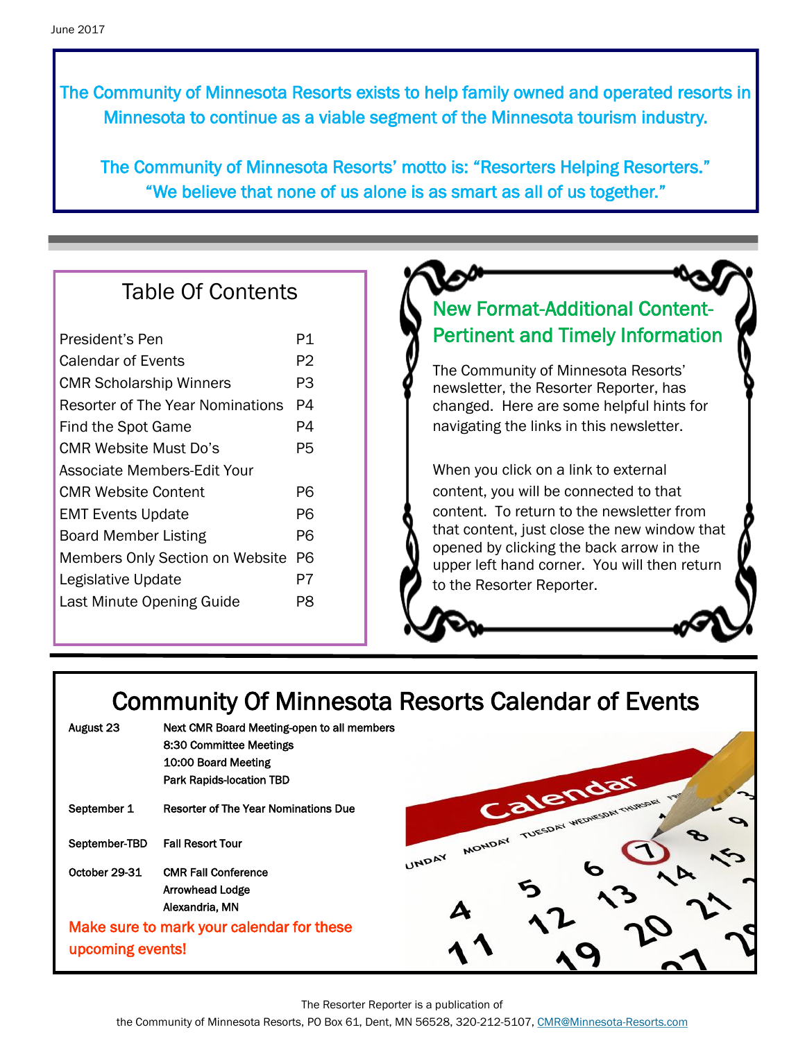June 2017

The Community of Minnesota Resorts exists to help family owned and operated resorts in Minnesota to continue as a viable segment of the Minnesota tourism industry.

The Community of Minnesota Resorts' motto is: "Resorters Helping Resorters." "We believe that none of us alone is as smart as all of us together."

## Table Of Contents

| | |
|---|---|
| President's Pen | P1 |
| Calendar of Events | P2 |
| CMR Scholarship Winners | P3 |
| Resorter of The Year Nominations | P4 |
| Find the Spot Game | P4 |
| CMR Website Must Do's | P5 |
| Associate Members-Edit Your CMR Website Content | P6 |
| EMT Events Update | P6 |
| Board Member Listing | P6 |
| Members Only Section on Website | P6 |
| Legislative Update | P7 |
| Last Minute Opening Guide | P8 |

## New Format-Additional Content-Pertinent and Timely Information

The Community of Minnesota Resorts' newsletter, the Resorter Reporter, has changed. Here are some helpful hints for navigating the links in this newsletter.

When you click on a link to external content, you will be connected to that content. To return to the newsletter from that content, just close the new window that opened by clicking the back arrow in the upper left hand corner. You will then return to the Resorter Reporter.

## Community Of Minnesota Resorts Calendar of Events

| | |
|---|---|
| **August 23** | **Next CMR Board Meeting-open to all members**<br>**8:30 Committee Meetings**<br>**10:00 Board Meeting**<br>**Park Rapids-location TBD** |
| **September 1** | **Resorter of The Year Nominations Due** |
| **September-TBD** | **Fall Resort Tour** |
| **October 29-31** | **CMR Fall Conference**<br>**Arrowhead Lodge**<br>**Alexandria, MN** |

Make sure to mark your calendar for these upcoming events!

The Resorter Reporter is a publication of the Community of Minnesota Resorts, PO Box 61, Dent, MN 56528, 320-212-5107, CMR@Minnesota-Resorts.com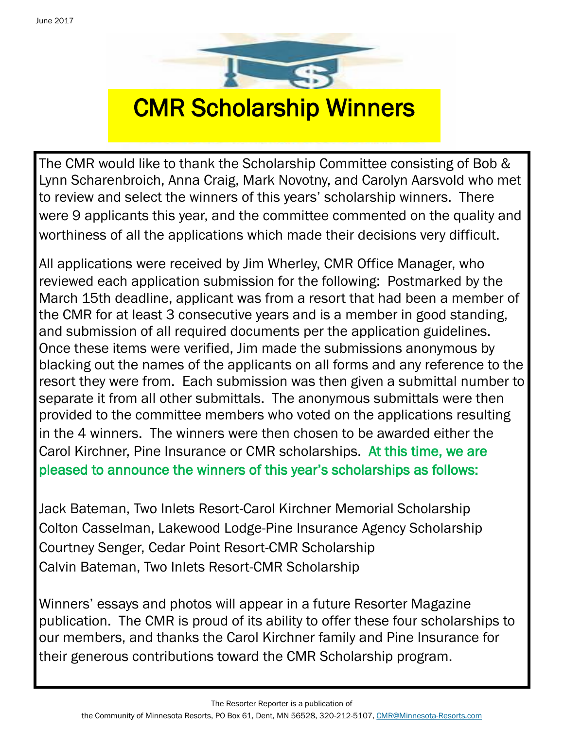# CMR Scholarship Winners

The CMR would like to thank the Scholarship Committee consisting of Bob & Lynn Scharenbroich, Anna Craig, Mark Novotny, and Carolyn Aarsvold who met to review and select the winners of this years' scholarship winners. There were 9 applicants this year, and the committee commented on the quality and worthiness of all the applications which made their decisions very difficult.

All applications were received by Jim Wherley, CMR Office Manager, who reviewed each application submission for the following: Postmarked by the March 15th deadline, applicant was from a resort that had been a member of the CMR for at least 3 consecutive years and is a member in good standing, and submission of all required documents per the application guidelines. Once these items were verified, Jim made the submissions anonymous by blacking out the names of the applicants on all forms and any reference to the resort they were from. Each submission was then given a submittal number to separate it from all other submittals. The anonymous submittals were then provided to the committee members who voted on the applications resulting in the 4 winners. The winners were then chosen to be awarded either the Carol Kirchner, Pine Insurance or CMR scholarships. At this time, we are pleased to announce the winners of this year's scholarships as follows:

Jack Bateman, Two Inlets Resort-Carol Kirchner Memorial Scholarship
Colton Casselman, Lakewood Lodge-Pine Insurance Agency Scholarship
Courtney Senger, Cedar Point Resort-CMR Scholarship
Calvin Bateman, Two Inlets Resort-CMR Scholarship

Winners' essays and photos will appear in a future Resorter Magazine publication. The CMR is proud of its ability to offer these four scholarships to our members, and thanks the Carol Kirchner family and Pine Insurance for their generous contributions toward the CMR Scholarship program.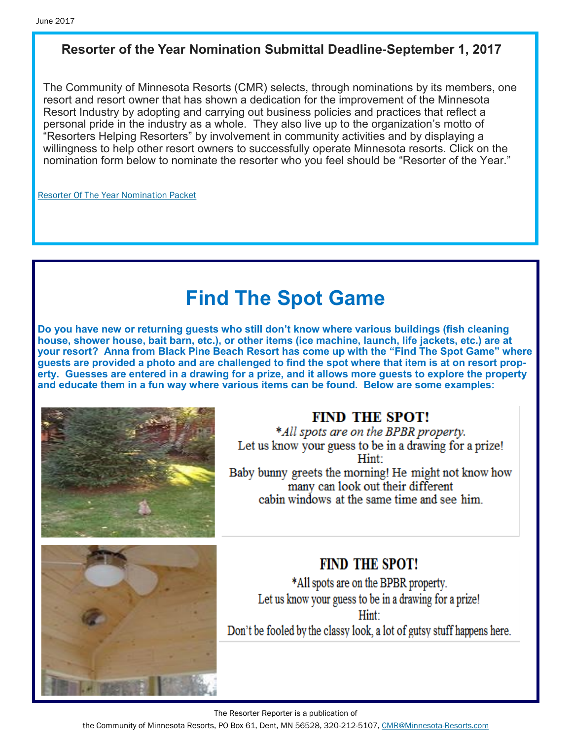## Resorter of the Year Nomination Submittal Deadline-September 1, 2017

The Community of Minnesota Resorts (CMR) selects, through nominations by its members, one resort and resort owner that has shown a dedication for the improvement of the Minnesota Resort Industry by adopting and carrying out business policies and practices that reflect a personal pride in the industry as a whole. They also live up to the organization's motto of "Resorters Helping Resorters" by involvement in community activities and by displaying a willingness to help other resort owners to successfully operate Minnesota resorts. Click on the nomination form below to nominate the resorter who you feel should be "Resorter of the Year."

Resorter Of The Year Nomination Packet

# Find The Spot Game

**Do you have new or returning guests who still don't know where various buildings (fish cleaning house, shower house, bait barn, etc.), or other items (ice machine, launch, life jackets, etc.) are at your resort? Anna from Black Pine Beach Resort has come up with the "Find The Spot Game" where guests are provided a photo and are challenged to find the spot where that item is at on resort property. Guesses are entered in a drawing for a prize, and it allows more guests to explore the property and educate them in a fun way where various items can be found. Below are some examples:**

**FIND THE SPOT!**

*\*All spots are on the BPBR property.*

Let us know your guess to be in a drawing for a prize!

Hint:

Baby bunny greets the morning! He might not know how many can look out their different cabin windows at the same time and see him.

**FIND THE SPOT!**

\*All spots are on the BPBR property.

Let us know your guess to be in a drawing for a prize!

Hint:

Don't be fooled by the classy look, a lot of gutsy stuff happens here.

The Resorter Reporter is a publication of the Community of Minnesota Resorts, PO Box 61, Dent, MN 56528, 320-212-5107, CMR@Minnesota-Resorts.com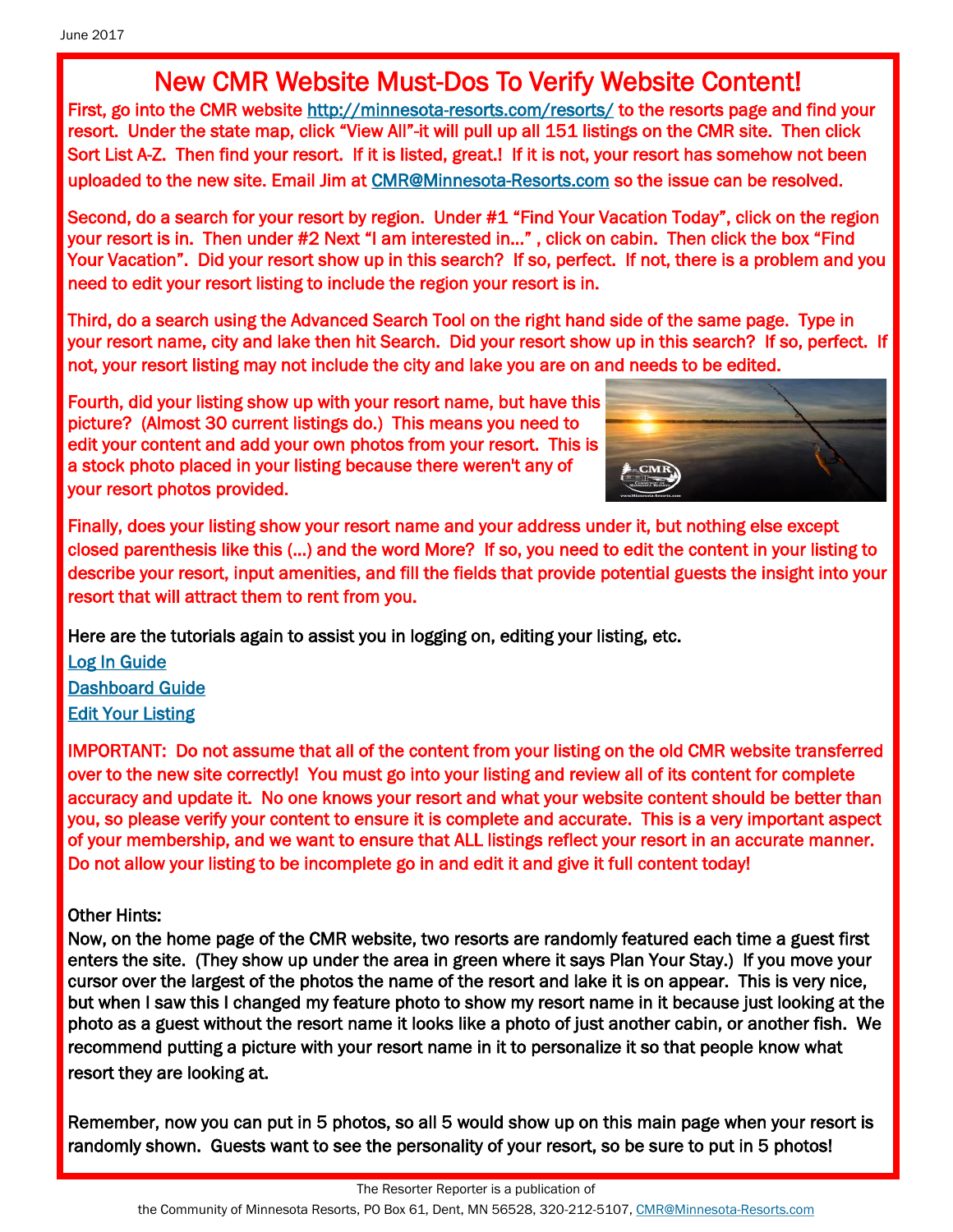# New CMR Website Must-Dos To Verify Website Content!

First, go into the CMR website [http://minnesota-resorts.com/resorts/](http://minnesota-resorts.com/resorts/) to the resorts page and find your resort. Under the state map, click "View All"-it will pull up all 151 listings on the CMR site. Then click Sort List A-Z. Then find your resort. If it is listed, great.! If it is not, your resort has somehow not been uploaded to the new site. Email Jim at CMR@Minnesota-Resorts.com so the issue can be resolved.

Second, do a search for your resort by region. Under #1 "Find Your Vacation Today", click on the region your resort is in. Then under #2 Next "I am interested in..." , click on cabin. Then click the box "Find Your Vacation". Did your resort show up in this search? If so, perfect. If not, there is a problem and you need to edit your resort listing to include the region your resort is in.

Third, do a search using the Advanced Search Tool on the right hand side of the same page. Type in your resort name, city and lake then hit Search. Did your resort show up in this search? If so, perfect. If not, your resort listing may not include the city and lake you are on and needs to be edited.

Fourth, did your listing show up with your resort name, but have this picture? (Almost 30 current listings do.) This means you need to edit your content and add your own photos from your resort. This is a stock photo placed in your listing because there weren't any of your resort photos provided.

Finally, does your listing show your resort name and your address under it, but nothing else except closed parenthesis like this (...) and the word More? If so, you need to edit the content in your listing to describe your resort, input amenities, and fill the fields that provide potential guests the insight into your resort that will attract them to rent from you.

Here are the tutorials again to assist you in logging on, editing your listing, etc.

Log In Guide

Dashboard Guide

Edit Your Listing

IMPORTANT: Do not assume that all of the content from your listing on the old CMR website transferred over to the new site correctly! You must go into your listing and review all of its content for complete accuracy and update it. No one knows your resort and what your website content should be better than you, so please verify your content to ensure it is complete and accurate. This is a very important aspect of your membership, and we want to ensure that ALL listings reflect your resort in an accurate manner. Do not allow your listing to be incomplete go in and edit it and give it full content today!

Other Hints:

Now, on the home page of the CMR website, two resorts are randomly featured each time a guest first enters the site. (They show up under the area in green where it says Plan Your Stay.) If you move your cursor over the largest of the photos the name of the resort and lake it is on appear. This is very nice, but when I saw this I changed my feature photo to show my resort name in it because just looking at the photo as a guest without the resort name it looks like a photo of just another cabin, or another fish. We recommend putting a picture with your resort name in it to personalize it so that people know what resort they are looking at.

Remember, now you can put in 5 photos, so all 5 would show up on this main page when your resort is randomly shown. Guests want to see the personality of your resort, so be sure to put in 5 photos!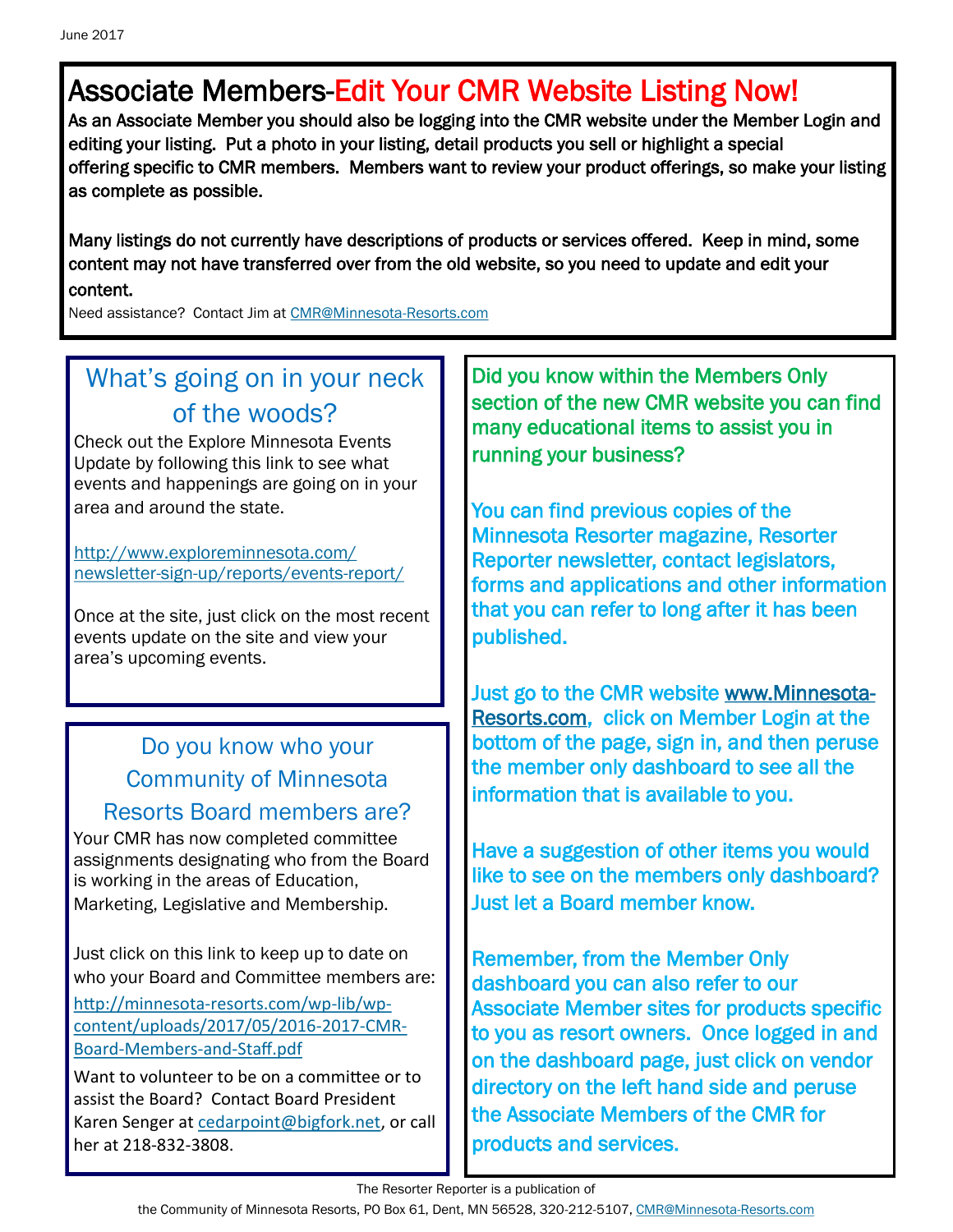# Associate Members-Edit Your CMR Website Listing Now!

**As an Associate Member you should also be logging into the CMR website under the Member Login and editing your listing. Put a photo in your listing, detail products you sell or highlight a special offering specific to CMR members. Members want to review your product offerings, so make your listing as complete as possible.**

**Many listings do not currently have descriptions of products or services offered. Keep in mind, some content may not have transferred over from the old website, so you need to update and edit your content.**

Need assistance? Contact Jim at CMR@Minnesota-Resorts.com

## What's going on in your neck of the woods?

Check out the Explore Minnesota Events Update by following this link to see what events and happenings are going on in your area and around the state.

http://www.exploreminnesota.com/newsletter-sign-up/reports/events-report/

Once at the site, just click on the most recent events update on the site and view your area's upcoming events.

## Do you know who your Community of Minnesota Resorts Board members are?

Your CMR has now completed committee assignments designating who from the Board is working in the areas of Education, Marketing, Legislative and Membership.

Just click on this link to keep up to date on who your Board and Committee members are: http://minnesota-resorts.com/wp-lib/wp-content/uploads/2017/05/2016-2017-CMR-Board-Members-and-Staff.pdf

Want to volunteer to be on a committee or to assist the Board? Contact Board President Karen Senger at cedarpoint@bigfork.net, or call her at 218-832-3808.

**Did you know within the Members Only section of the new CMR website you can find many educational items to assist you in running your business?**

**You can find previous copies of the Minnesota Resorter magazine, Resorter Reporter newsletter, contact legislators, forms and applications and other information that you can refer to long after it has been published.**

**Just go to the CMR website www.Minnesota-Resorts.com, click on Member Login at the bottom of the page, sign in, and then peruse the member only dashboard to see all the information that is available to you.**

**Have a suggestion of other items you would like to see on the members only dashboard? Just let a Board member know.**

**Remember, from the Member Only dashboard you can also refer to our Associate Member sites for products specific to you as resort owners. Once logged in and on the dashboard page, just click on vendor directory on the left hand side and peruse the Associate Members of the CMR for products and services.**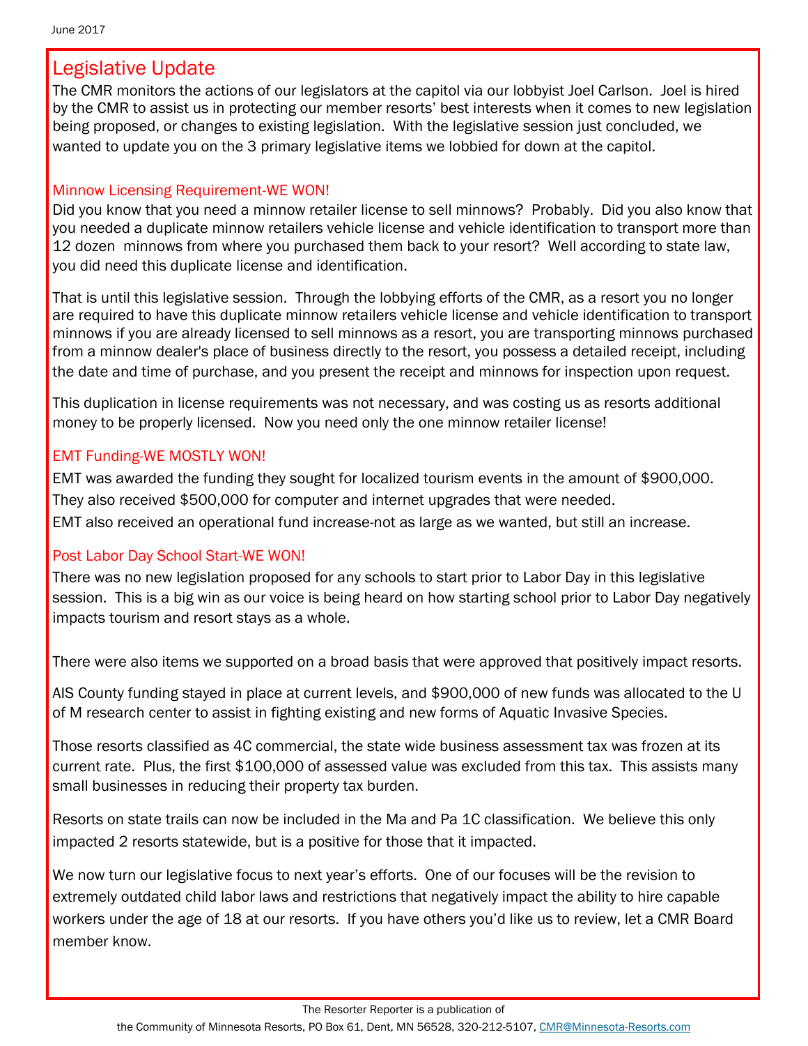## Legislative Update

The CMR monitors the actions of our legislators at the capitol via our lobbyist Joel Carlson. Joel is hired by the CMR to assist us in protecting our member resorts' best interests when it comes to new legislation being proposed, or changes to existing legislation. With the legislative session just concluded, we wanted to update you on the 3 primary legislative items we lobbied for down at the capitol.

### Minnow Licensing Requirement-WE WON!

Did you know that you need a minnow retailer license to sell minnows? Probably. Did you also know that you needed a duplicate minnow retailers vehicle license and vehicle identification to transport more than 12 dozen minnows from where you purchased them back to your resort? Well according to state law, you did need this duplicate license and identification.

That is until this legislative session. Through the lobbying efforts of the CMR, as a resort you no longer are required to have this duplicate minnow retailers vehicle license and vehicle identification to transport minnows if you are already licensed to sell minnows as a resort, you are transporting minnows purchased from a minnow dealer's place of business directly to the resort, you possess a detailed receipt, including the date and time of purchase, and you present the receipt and minnows for inspection upon request.

This duplication in license requirements was not necessary, and was costing us as resorts additional money to be properly licensed. Now you need only the one minnow retailer license!

### EMT Funding-WE MOSTLY WON!

EMT was awarded the funding they sought for localized tourism events in the amount of $900,000.
They also received $500,000 for computer and internet upgrades that were needed.
EMT also received an operational fund increase-not as large as we wanted, but still an increase.

### Post Labor Day School Start-WE WON!

There was no new legislation proposed for any schools to start prior to Labor Day in this legislative session. This is a big win as our voice is being heard on how starting school prior to Labor Day negatively impacts tourism and resort stays as a whole.

There were also items we supported on a broad basis that were approved that positively impact resorts.

AIS County funding stayed in place at current levels, and $900,000 of new funds was allocated to the U of M research center to assist in fighting existing and new forms of Aquatic Invasive Species.

Those resorts classified as 4C commercial, the state wide business assessment tax was frozen at its current rate. Plus, the first $100,000 of assessed value was excluded from this tax. This assists many small businesses in reducing their property tax burden.

Resorts on state trails can now be included in the Ma and Pa 1C classification. We believe this only impacted 2 resorts statewide, but is a positive for those that it impacted.

We now turn our legislative focus to next year's efforts. One of our focuses will be the revision to extremely outdated child labor laws and restrictions that negatively impact the ability to hire capable workers under the age of 18 at our resorts. If you have others you'd like us to review, let a CMR Board member know.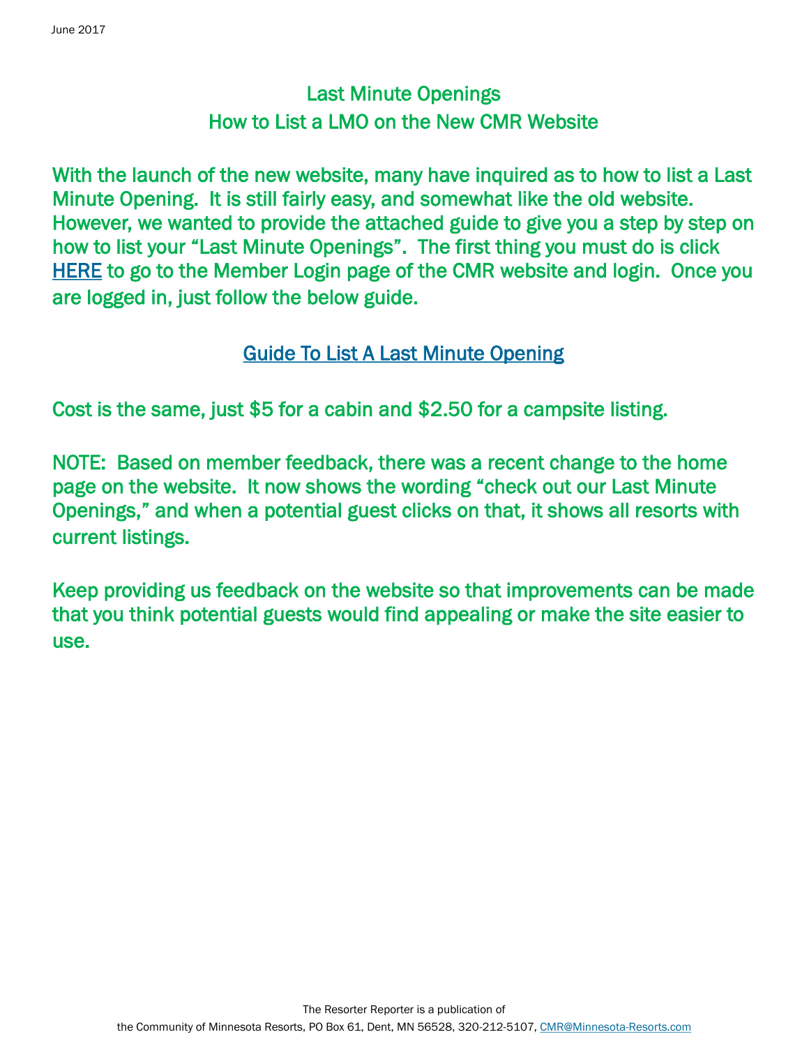## Last Minute Openings
## How to List a LMO on the New CMR Website

With the launch of the new website, many have inquired as to how to list a Last Minute Opening. It is still fairly easy, and somewhat like the old website. However, we wanted to provide the attached guide to give you a step by step on how to list your "Last Minute Openings". The first thing you must do is click HERE to go to the Member Login page of the CMR website and login. Once you are logged in, just follow the below guide.

Guide To List A Last Minute Opening

Cost is the same, just $5 for a cabin and $2.50 for a campsite listing.

NOTE: Based on member feedback, there was a recent change to the home page on the website. It now shows the wording "check out our Last Minute Openings," and when a potential guest clicks on that, it shows all resorts with current listings.

Keep providing us feedback on the website so that improvements can be made that you think potential guests would find appealing or make the site easier to use.